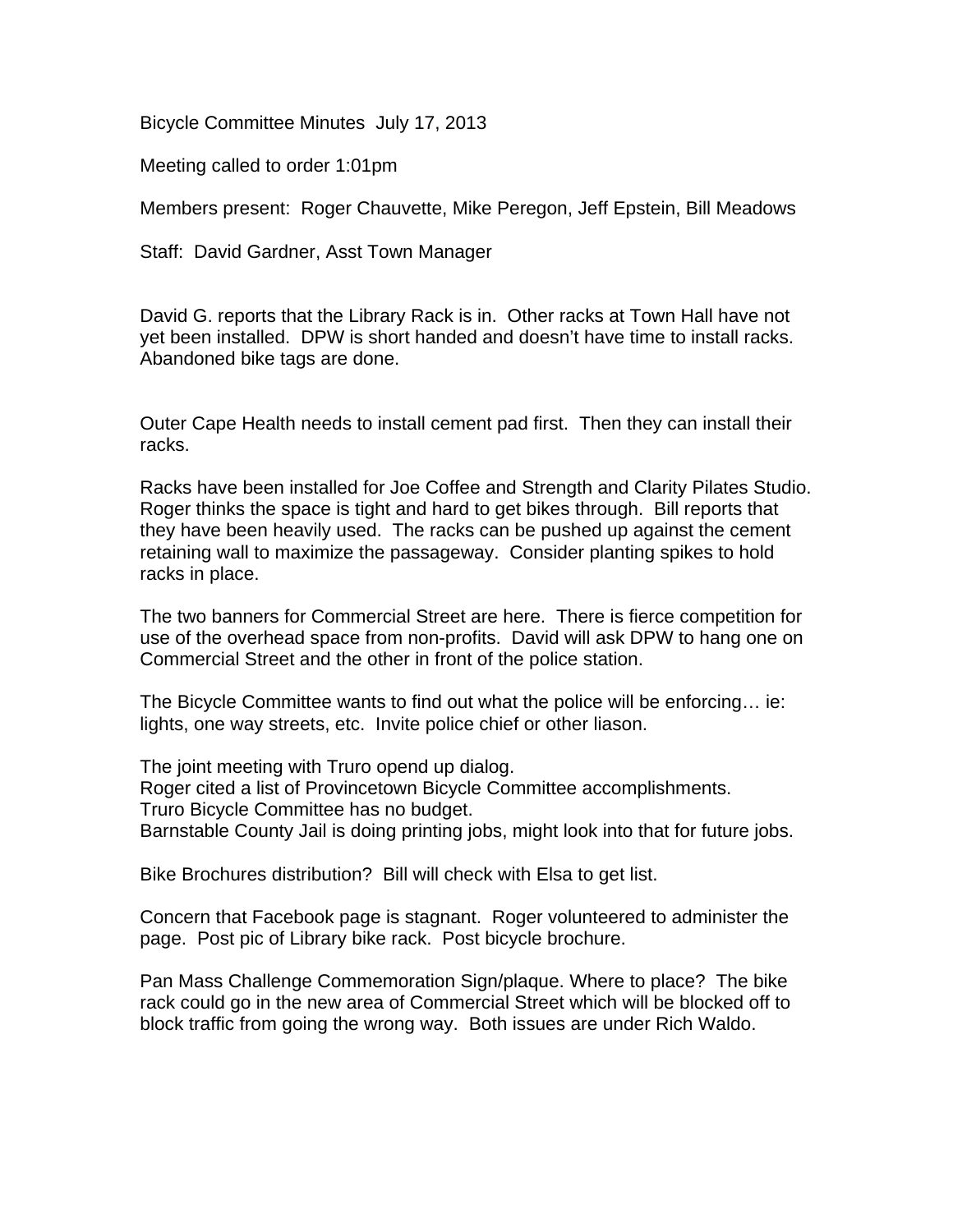Bicycle Committee Minutes July 17, 2013

Meeting called to order 1:01pm

Members present: Roger Chauvette, Mike Peregon, Jeff Epstein, Bill Meadows

Staff: David Gardner, Asst Town Manager

David G. reports that the Library Rack is in. Other racks at Town Hall have not yet been installed. DPW is short handed and doesn't have time to install racks. Abandoned bike tags are done.

Outer Cape Health needs to install cement pad first. Then they can install their racks.

Racks have been installed for Joe Coffee and Strength and Clarity Pilates Studio. Roger thinks the space is tight and hard to get bikes through. Bill reports that they have been heavily used. The racks can be pushed up against the cement retaining wall to maximize the passageway. Consider planting spikes to hold racks in place.

The two banners for Commercial Street are here. There is fierce competition for use of the overhead space from non-profits. David will ask DPW to hang one on Commercial Street and the other in front of the police station.

The Bicycle Committee wants to find out what the police will be enforcing… ie: lights, one way streets, etc. Invite police chief or other liason.

The joint meeting with Truro opend up dialog.
Roger cited a list of Provincetown Bicycle Committee accomplishments.
Truro Bicycle Committee has no budget.
Barnstable County Jail is doing printing jobs, might look into that for future jobs.

Bike Brochures distribution? Bill will check with Elsa to get list.

Concern that Facebook page is stagnant. Roger volunteered to administer the page. Post pic of Library bike rack. Post bicycle brochure.

Pan Mass Challenge Commemoration Sign/plaque. Where to place? The bike rack could go in the new area of Commercial Street which will be blocked off to block traffic from going the wrong way. Both issues are under Rich Waldo.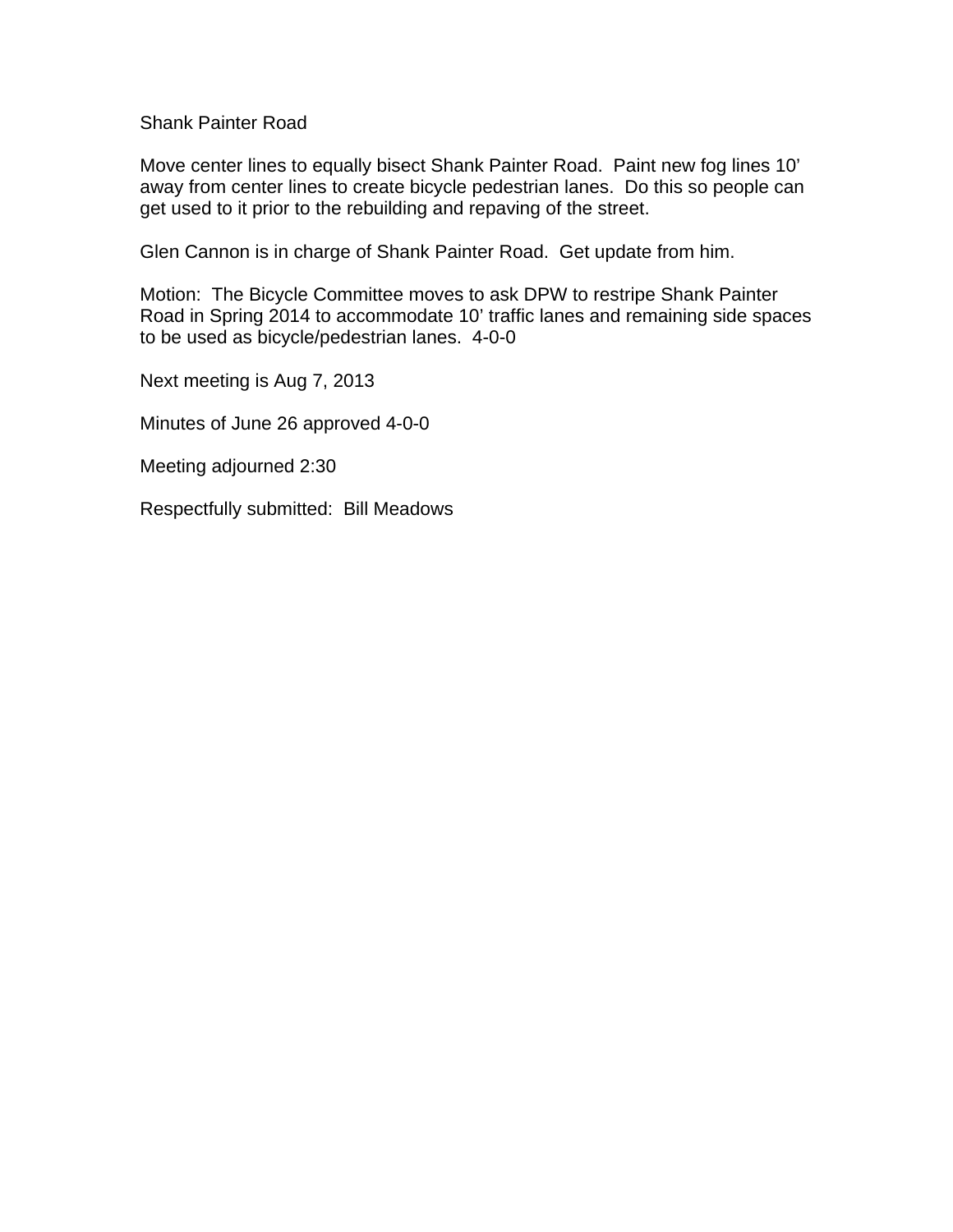Shank Painter Road

Move center lines to equally bisect Shank Painter Road. Paint new fog lines 10' away from center lines to create bicycle pedestrian lanes. Do this so people can get used to it prior to the rebuilding and repaving of the street.

Glen Cannon is in charge of Shank Painter Road. Get update from him.

Motion: The Bicycle Committee moves to ask DPW to restripe Shank Painter Road in Spring 2014 to accommodate 10' traffic lanes and remaining side spaces to be used as bicycle/pedestrian lanes. 4-0-0

Next meeting is Aug 7, 2013

Minutes of June 26 approved 4-0-0

Meeting adjourned 2:30

Respectfully submitted: Bill Meadows